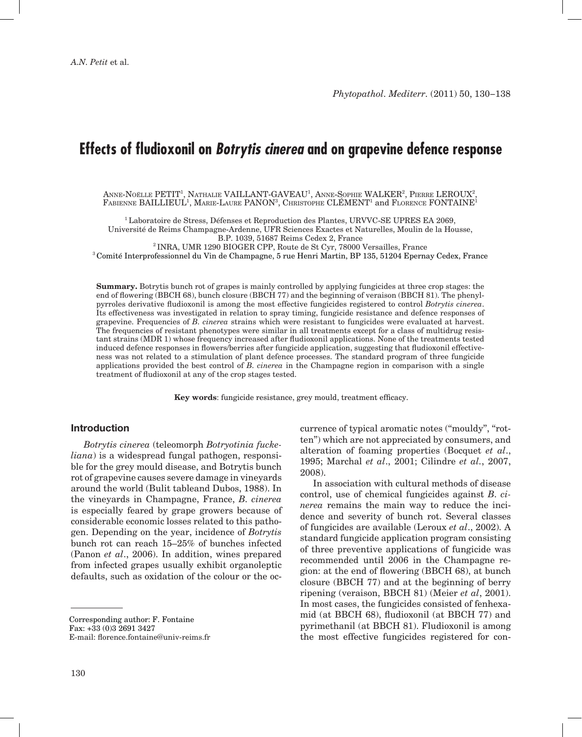# Effects of fludioxonil on *Botrytis cinerea* and on grapevine defence response

Anne-Noëlle PETIT[1], Nathalie VAILLANT-GAVEAU[1], Anne-Sophie WALKER[2], Pierre LEROUX[2], Fabienne BAILLIEUL[1], Marie-Laure PANON[3], Christophe CLÉMENT[1] and Florence FONTAINE[1]

[1] Laboratoire de Stress, Défenses et Reproduction des Plantes, URVVC-SE UPRES EA 2069, Université de Reims Champagne-Ardenne, UFR Sciences Exactes et Naturelles, Moulin de la Housse, B.P. 1039, 51687 Reims Cedex 2, France

[2] INRA, UMR 1290 BIOGER CPP, Route de St Cyr, 78000 Versailles, France

[3] Comité Interprofessionnel du Vin de Champagne, 5 rue Henri Martin, BP 135, 51204 Epernay Cedex, France

**Summary.** Botrytis bunch rot of grapes is mainly controlled by applying fungicides at three crop stages: the end of flowering (BBCH 68), bunch closure (BBCH 77) and the beginning of veraison (BBCH 81). The phenylpyrroles derivative fludioxonil is among the most effective fungicides registered to control *Botrytis cinerea*. Its effectiveness was investigated in relation to spray timing, fungicide resistance and defence responses of grapevine. Frequencies of *B. cinerea* strains which were resistant to fungicides were evaluated at harvest. The frequencies of resistant phenotypes were similar in all treatments except for a class of multidrug resistant strains (MDR 1) whose frequency increased after fludioxonil applications. None of the treatments tested induced defence responses in flowers/berries after fungicide application, suggesting that fludioxonil effectiveness was not related to a stimulation of plant defence processes. The standard program of three fungicide applications provided the best control of *B. cinerea* in the Champagne region in comparison with a single treatment of fludioxonil at any of the crop stages tested.

**Key words**: fungicide resistance, grey mould, treatment efficacy.

## Introduction

*Botrytis cinerea* (teleomorph *Botryotinia fuckeliana*) is a widespread fungal pathogen, responsible for the grey mould disease, and Botrytis bunch rot of grapevine causes severe damage in vineyards around the world (Bulit tableand Dubos, 1988). In the vineyards in Champagne, France, *B. cinerea* is especially feared by grape growers because of considerable economic losses related to this pathogen. Depending on the year, incidence of *Botrytis* bunch rot can reach 15–25% of bunches infected (Panon *et al*., 2006). In addition, wines prepared from infected grapes usually exhibit organoleptic defaults, such as oxidation of the colour or the occurrence of typical aromatic notes ("mouldy", "rotten") which are not appreciated by consumers, and alteration of foaming properties (Bocquet *et al*., 1995; Marchal *et al*., 2001; Cilindre *et al*., 2007, 2008).

In association with cultural methods of disease control, use of chemical fungicides against *B. cinerea* remains the main way to reduce the incidence and severity of bunch rot. Several classes of fungicides are available (Leroux *et al*., 2002). A standard fungicide application program consisting of three preventive applications of fungicide was recommended until 2006 in the Champagne region: at the end of flowering (BBCH 68), at bunch closure (BBCH 77) and at the beginning of berry ripening (veraison, BBCH 81) (Meier *et al*, 2001). In most cases, the fungicides consisted of fenhexamid (at BBCH 68), fludioxonil (at BBCH 77) and pyrimethanil (at BBCH 81). Fludioxonil is among the most effective fungicides registered for con-

Corresponding author: F. Fontaine
Fax: +33 (0)3 2691 3427
E-mail: florence.fontaine@univ-reims.fr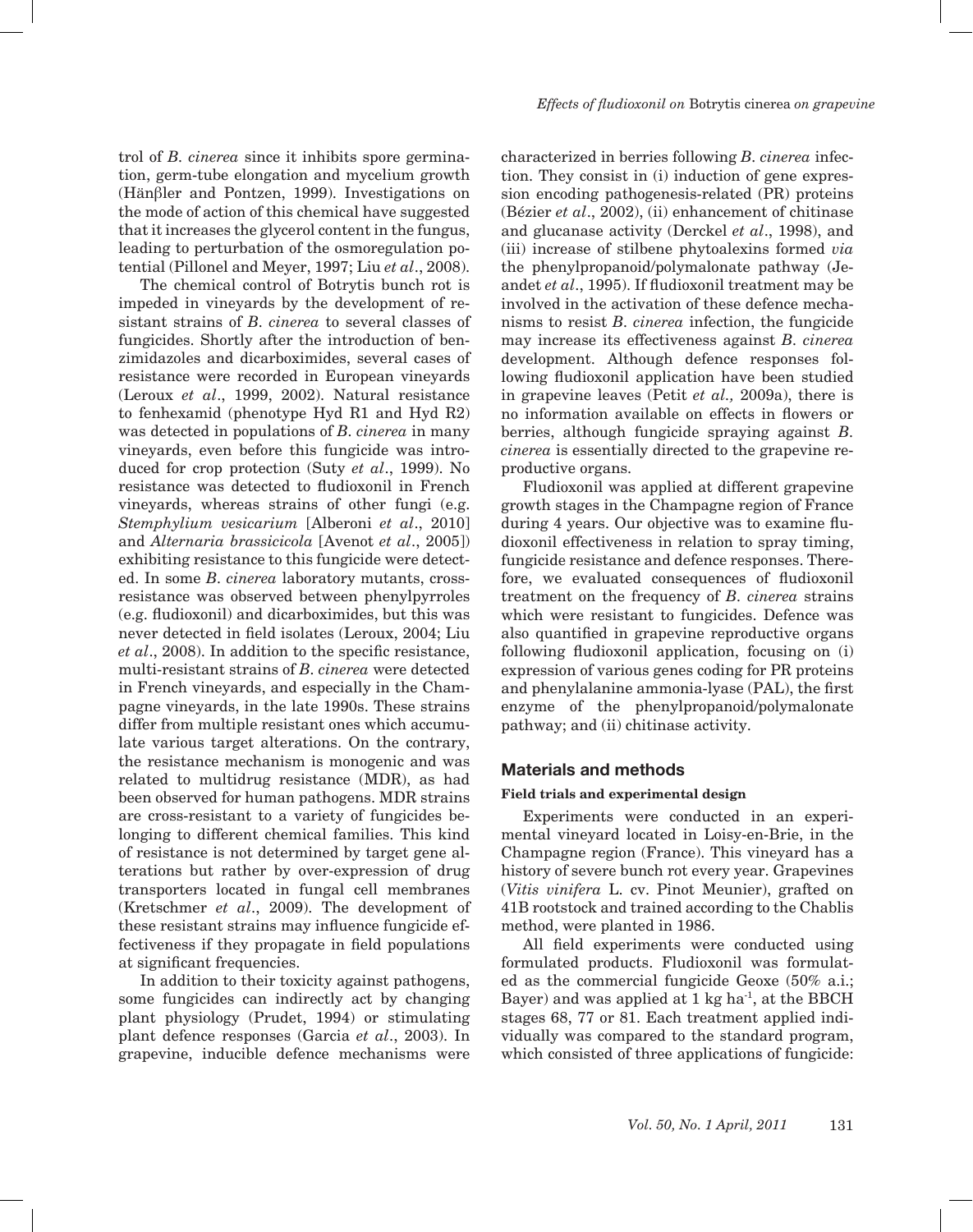trol of *B. cinerea* since it inhibits spore germination, germ-tube elongation and mycelium growth (Hänβler and Pontzen, 1999). Investigations on the mode of action of this chemical have suggested that it increases the glycerol content in the fungus, leading to perturbation of the osmoregulation potential (Pillonel and Meyer, 1997; Liu *et al*., 2008).

The chemical control of Botrytis bunch rot is impeded in vineyards by the development of resistant strains of *B. cinerea* to several classes of fungicides. Shortly after the introduction of benzimidazoles and dicarboximides, several cases of resistance were recorded in European vineyards (Leroux *et al*., 1999, 2002). Natural resistance to fenhexamid (phenotype Hyd R1 and Hyd R2) was detected in populations of *B. cinerea* in many vineyards, even before this fungicide was introduced for crop protection (Suty *et al*., 1999). No resistance was detected to fludioxonil in French vineyards, whereas strains of other fungi (e.g. *Stemphylium vesicarium* [Alberoni *et al*., 2010] and *Alternaria brassicicola* [Avenot *et al*., 2005]) exhibiting resistance to this fungicide were detected. In some *B. cinerea* laboratory mutants, cross-resistance was observed between phenylpyrroles (e.g. fludioxonil) and dicarboximides, but this was never detected in field isolates (Leroux, 2004; Liu *et al*., 2008). In addition to the specific resistance, multi-resistant strains of *B. cinerea* were detected in French vineyards, and especially in the Champagne vineyards, in the late 1990s. These strains differ from multiple resistant ones which accumulate various target alterations. On the contrary, the resistance mechanism is monogenic and was related to multidrug resistance (MDR), as had been observed for human pathogens. MDR strains are cross-resistant to a variety of fungicides belonging to different chemical families. This kind of resistance is not determined by target gene alterations but rather by over-expression of drug transporters located in fungal cell membranes (Kretschmer *et al*., 2009). The development of these resistant strains may influence fungicide effectiveness if they propagate in field populations at significant frequencies.

In addition to their toxicity against pathogens, some fungicides can indirectly act by changing plant physiology (Prudet, 1994) or stimulating plant defence responses (Garcia *et al*., 2003). In grapevine, inducible defence mechanisms were characterized in berries following *B. cinerea* infection. They consist in (i) induction of gene expression encoding pathogenesis-related (PR) proteins (Bézier *et al*., 2002), (ii) enhancement of chitinase and glucanase activity (Derckel *et al*., 1998), and (iii) increase of stilbene phytoalexins formed *via* the phenylpropanoid/polymalonate pathway (Jeandet *et al*., 1995). If fludioxonil treatment may be involved in the activation of these defence mechanisms to resist *B. cinerea* infection, the fungicide may increase its effectiveness against *B. cinerea* development. Although defence responses following fludioxonil application have been studied in grapevine leaves (Petit *et al.,* 2009a), there is no information available on effects in flowers or berries, although fungicide spraying against *B. cinerea* is essentially directed to the grapevine reproductive organs.

Fludioxonil was applied at different grapevine growth stages in the Champagne region of France during 4 years. Our objective was to examine fludioxonil effectiveness in relation to spray timing, fungicide resistance and defence responses. Therefore, we evaluated consequences of fludioxonil treatment on the frequency of *B. cinerea* strains which were resistant to fungicides. Defence was also quantified in grapevine reproductive organs following fludioxonil application, focusing on (i) expression of various genes coding for PR proteins and phenylalanine ammonia-lyase (PAL), the first enzyme of the phenylpropanoid/polymalonate pathway; and (ii) chitinase activity.

## Materials and methods

### Field trials and experimental design

Experiments were conducted in an experimental vineyard located in Loisy-en-Brie, in the Champagne region (France). This vineyard has a history of severe bunch rot every year. Grapevines (*Vitis vinifera* L. cv. Pinot Meunier), grafted on 41B rootstock and trained according to the Chablis method, were planted in 1986.

All field experiments were conducted using formulated products. Fludioxonil was formulated as the commercial fungicide Geoxe (50% a.i.; Bayer) and was applied at 1 kg ha$^{-1}$, at the BBCH stages 68, 77 or 81. Each treatment applied individually was compared to the standard program, which consisted of three applications of fungicide: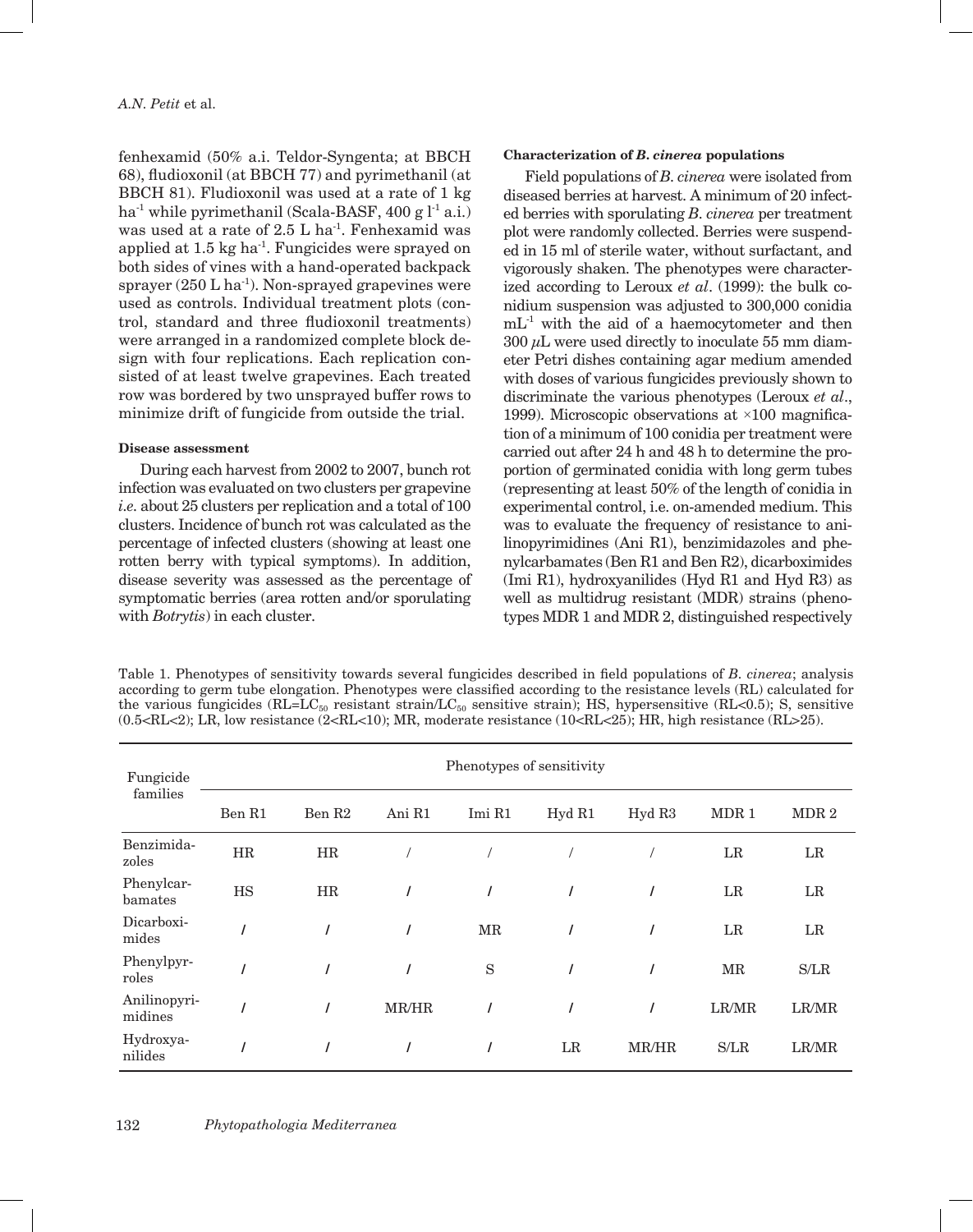fenhexamid (50% a.i. Teldor-Syngenta; at BBCH 68), fludioxonil (at BBCH 77) and pyrimethanil (at BBCH 81). Fludioxonil was used at a rate of 1 kg $ha^{-1}$ while pyrimethanil (Scala-BASF, 400 g $l^{-1}$ a.i.) was used at a rate of 2.5 L $ha^{-1}$. Fenhexamid was applied at 1.5 kg $ha^{-1}$. Fungicides were sprayed on both sides of vines with a hand-operated backpack sprayer (250 L $ha^{-1}$). Non-sprayed grapevines were used as controls. Individual treatment plots (control, standard and three fludioxonil treatments) were arranged in a randomized complete block design with four replications. Each replication consisted of at least twelve grapevines. Each treated row was bordered by two unsprayed buffer rows to minimize drift of fungicide from outside the trial.

**Disease assessment**

During each harvest from 2002 to 2007, bunch rot infection was evaluated on two clusters per grapevine *i.e.* about 25 clusters per replication and a total of 100 clusters. Incidence of bunch rot was calculated as the percentage of infected clusters (showing at least one rotten berry with typical symptoms). In addition, disease severity was assessed as the percentage of symptomatic berries (area rotten and/or sporulating with *Botrytis*) in each cluster.

**Characterization of *B. cinerea* populations**

Field populations of *B. cinerea* were isolated from diseased berries at harvest. A minimum of 20 infected berries with sporulating *B. cinerea* per treatment plot were randomly collected. Berries were suspended in 15 ml of sterile water, without surfactant, and vigorously shaken. The phenotypes were characterized according to Leroux *et al*. (1999): the bulk conidium suspension was adjusted to 300,000 conidia $mL^{-1}$ with the aid of a haemocytometer and then 300 $\mu$L were used directly to inoculate 55 mm diameter Petri dishes containing agar medium amended with doses of various fungicides previously shown to discriminate the various phenotypes (Leroux *et al*., 1999). Microscopic observations at ×100 magnification of a minimum of 100 conidia per treatment were carried out after 24 h and 48 h to determine the proportion of germinated conidia with long germ tubes (representing at least 50% of the length of conidia in experimental control, i.e. on-amended medium. This was to evaluate the frequency of resistance to anilinopyrimidines (Ani R1), benzimidazoles and phenylcarbamates (Ben R1 and Ben R2), dicarboximides (Imi R1), hydroxyanilides (Hyd R1 and Hyd R3) as well as multidrug resistant (MDR) strains (phenotypes MDR 1 and MDR 2, distinguished respectively

Table 1. Phenotypes of sensitivity towards several fungicides described in field populations of *B. cinerea*; analysis according to germ tube elongation. Phenotypes were classified according to the resistance levels (RL) calculated for the various fungicides (RL=$LC_{50}$ resistant strain/$LC_{50}$ sensitive strain); HS, hypersensitive (RL<0.5); S, sensitive (0.5<RL<2); LR, low resistance (2<RL<10); MR, moderate resistance (10<RL<25); HR, high resistance (RL>25).

| Fungicide families | Phenotypes of sensitivity | | | | | | | |
|---|---|---|---|---|---|---|---|---|
| | Ben R1 | Ben R2 | Ani R1 | Imi R1 | Hyd R1 | Hyd R3 | MDR 1 | MDR 2 |
| Benzimidazoles | HR | HR | / | / | / | / | LR | LR |
| Phenylcarbamates | HS | HR | / | / | / | / | LR | LR |
| Dicarboximides | / | / | / | MR | / | / | LR | LR |
| Phenylpyrroles | / | / | / | S | / | / | MR | S/LR |
| Anilinopyrimidines | / | / | MR/HR | / | / | / | LR/MR | LR/MR |
| Hydroxyanilides | / | / | / | / | LR | MR/HR | S/LR | LR/MR |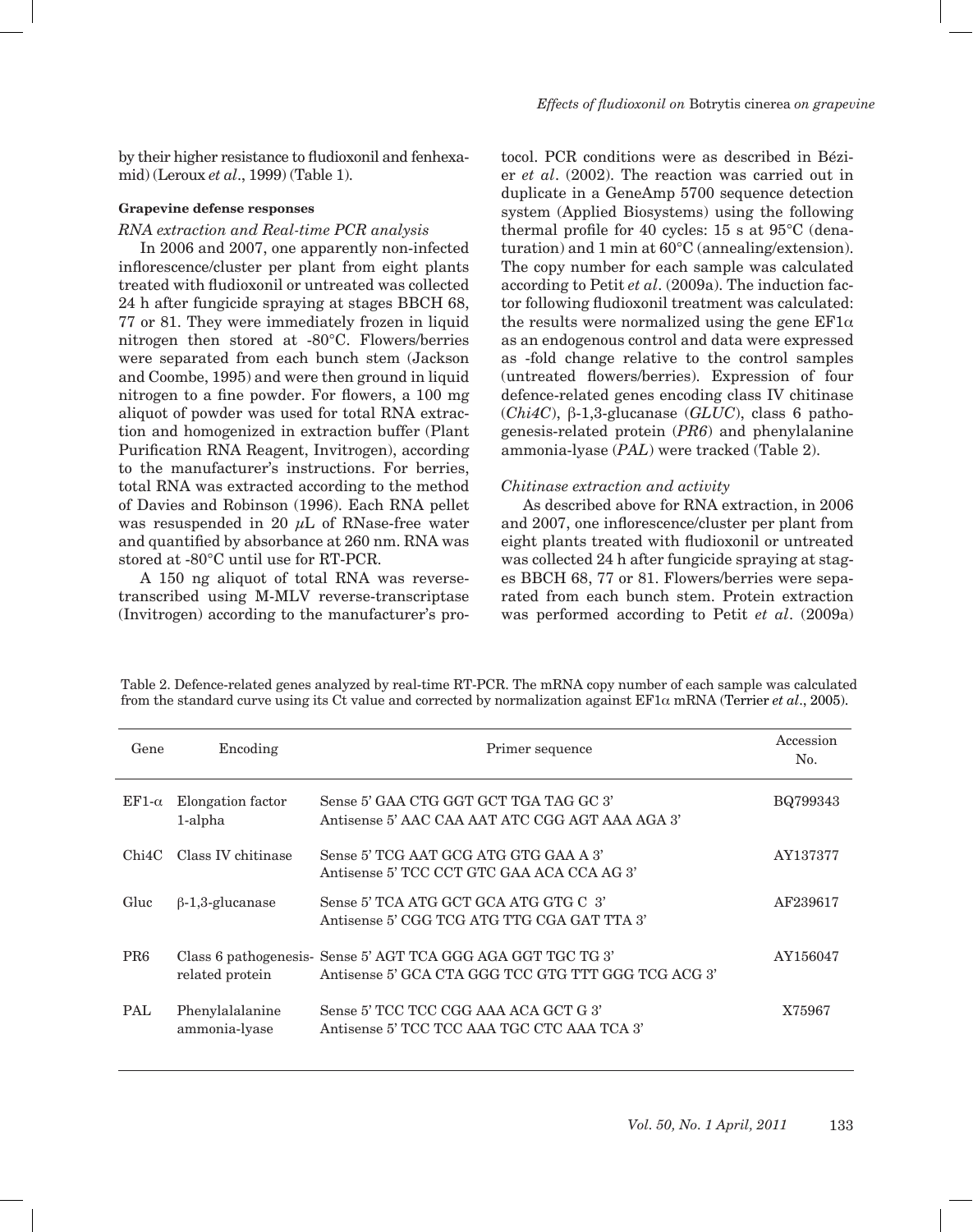by their higher resistance to fludioxonil and fenhexamid) (Leroux *et al*., 1999) (Table 1).

#### Grapevine defense responses

*RNA extraction and Real-time PCR analysis*

In 2006 and 2007, one apparently non-infected inflorescence/cluster per plant from eight plants treated with fludioxonil or untreated was collected 24 h after fungicide spraying at stages BBCH 68, 77 or 81. They were immediately frozen in liquid nitrogen then stored at -80°C. Flowers/berries were separated from each bunch stem (Jackson and Coombe, 1995) and were then ground in liquid nitrogen to a fine powder. For flowers, a 100 mg aliquot of powder was used for total RNA extraction and homogenized in extraction buffer (Plant Purification RNA Reagent, Invitrogen), according to the manufacturer's instructions. For berries, total RNA was extracted according to the method of Davies and Robinson (1996). Each RNA pellet was resuspended in 20 $\mu$L of RNase-free water and quantified by absorbance at 260 nm. RNA was stored at -80°C until use for RT-PCR.

A 150 ng aliquot of total RNA was reverse-transcribed using M-MLV reverse-transcriptase (Invitrogen) according to the manufacturer's protocol. PCR conditions were as described in Bézier *et al*. (2002). The reaction was carried out in duplicate in a GeneAmp 5700 sequence detection system (Applied Biosystems) using the following thermal profile for 40 cycles: 15 s at 95°C (denaturation) and 1 min at 60°C (annealing/extension). The copy number for each sample was calculated according to Petit *et al*. (2009a). The induction factor following fludioxonil treatment was calculated: the results were normalized using the gene EF1$\alpha$ as an endogenous control and data were expressed as -fold change relative to the control samples (untreated flowers/berries). Expression of four defence-related genes encoding class IV chitinase (*Chi4C*), β-1,3-glucanase (*GLUC*), class 6 pathogenesis-related protein (*PR6*) and phenylalanine ammonia-lyase (*PAL*) were tracked (Table 2).

*Chitinase extraction and activity*

As described above for RNA extraction, in 2006 and 2007, one inflorescence/cluster per plant from eight plants treated with fludioxonil or untreated was collected 24 h after fungicide spraying at stages BBCH 68, 77 or 81. Flowers/berries were separated from each bunch stem. Protein extraction was performed according to Petit *et al*. (2009a)

Table 2. Defence-related genes analyzed by real-time RT-PCR. The mRNA copy number of each sample was calculated from the standard curve using its Ct value and corrected by normalization against EF1$\alpha$ mRNA (Terrier *et al*., 2005).

| Gene | Encoding | Primer sequence | Accession No. |
|---|---|---|---|
| EF1-$\alpha$ | Elongation factor 1-alpha | Sense 5' GAA CTG GGT GCT TGA TAG GC 3'<br>Antisense 5' AAC CAA AAT ATC CGG AGT AAA AGA 3' | BQ799343 |
| Chi4C | Class IV chitinase | Sense 5' TCG AAT GCG ATG GTG GAA A 3'<br>Antisense 5' TCC CCT GTC GAA ACA CCA AG 3' | AY137377 |
| Gluc | β-1,3-glucanase | Sense 5' TCA ATG GCT GCA ATG GTG C 3'<br>Antisense 5' CGG TCG ATG TTG CGA GAT TTA 3' | AF239617 |
| PR6 | Class 6 pathogenesis-related protein | Sense 5' AGT TCA GGG AGA GGT TGC TG 3'<br>Antisense 5' GCA CTA GGG TCC GTG TTT GGG TCG ACG 3' | AY156047 |
| PAL | Phenylalalanine ammonia-lyase | Sense 5' TCC TCC CGG AAA ACA GCT G 3'<br>Antisense 5' TCC TCC AAA TGC CTC AAA TCA 3' | X75967 |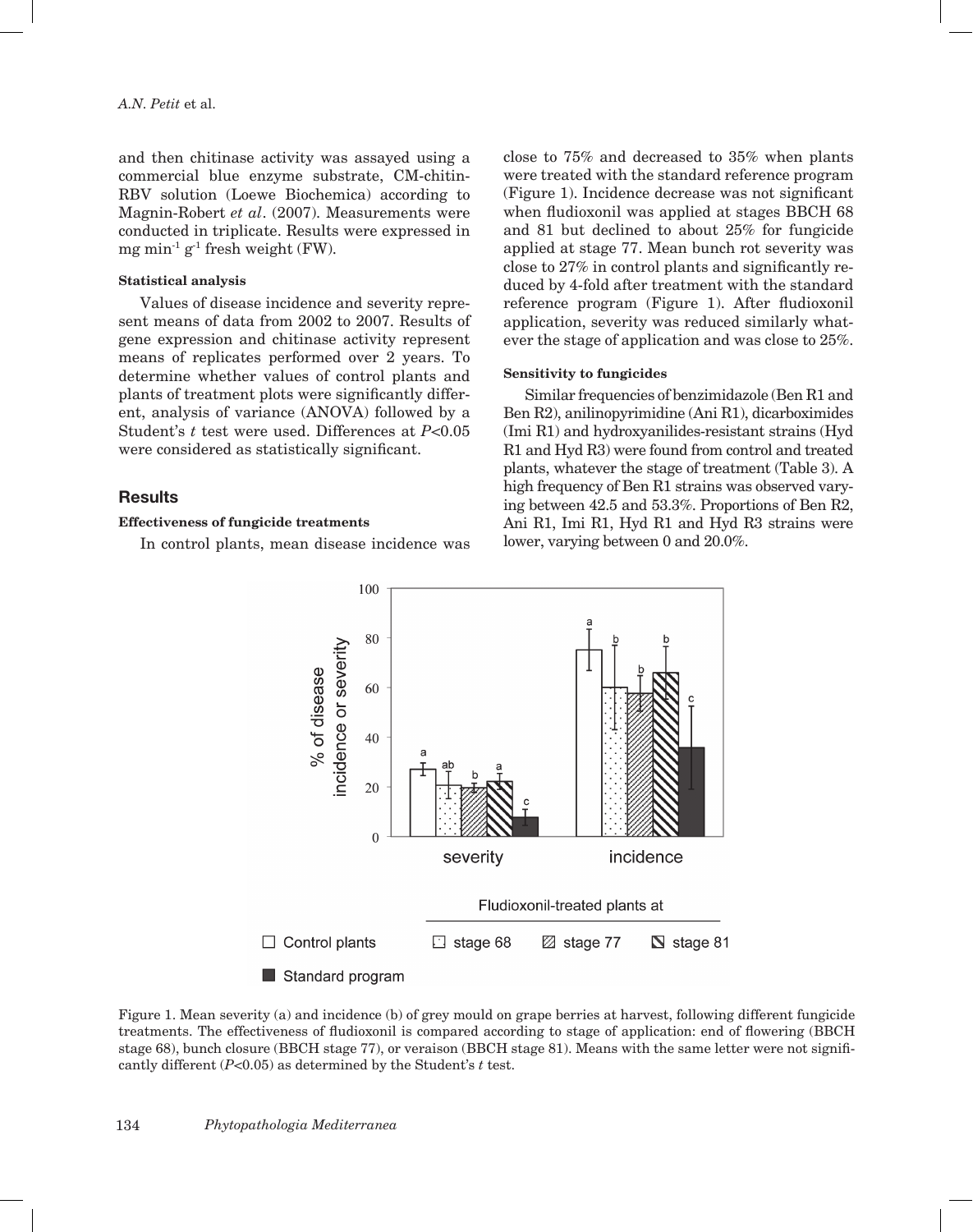and then chitinase activity was assayed using a commercial blue enzyme substrate, CM-chitin-RBV solution (Loewe Biochemica) according to Magnin-Robert *et al*. (2007). Measurements were conducted in triplicate. Results were expressed in mg $min^{-1}$ $g^{-1}$ fresh weight (FW).

#### Statistical analysis

Values of disease incidence and severity represent means of data from 2002 to 2007. Results of gene expression and chitinase activity represent means of replicates performed over 2 years. To determine whether values of control plants and plants of treatment plots were significantly different, analysis of variance (ANOVA) followed by a Student's *t* test were used. Differences at $P<0.05$ were considered as statistically significant.

## Results

#### Effectiveness of fungicide treatments

In control plants, mean disease incidence was close to 75% and decreased to 35% when plants were treated with the standard reference program (Figure 1). Incidence decrease was not significant when fludioxonil was applied at stages BBCH 68 and 81 but declined to about 25% for fungicide applied at stage 77. Mean bunch rot severity was close to 27% in control plants and significantly reduced by 4-fold after treatment with the standard reference program (Figure 1). After fludioxonil application, severity was reduced similarly whatever the stage of application and was close to 25%.

#### Sensitivity to fungicides

Similar frequencies of benzimidazole (Ben R1 and Ben R2), anilinopyrimidine (Ani R1), dicarboximides (Imi R1) and hydroxyanilides-resistant strains (Hyd R1 and Hyd R3) were found from control and treated plants, whatever the stage of treatment (Table 3). A high frequency of Ben R1 strains was observed varying between 42.5 and 53.3%. Proportions of Ben R2, Ani R1, Imi R1, Hyd R1 and Hyd R3 strains were lower, varying between 0 and 20.0%.

Figure 1. Mean severity (a) and incidence (b) of grey mould on grape berries at harvest, following different fungicide treatments. The effectiveness of fludioxonil is compared according to stage of application: end of flowering (BBCH stage 68), bunch closure (BBCH stage 77), or veraison (BBCH stage 81). Means with the same letter were not significantly different ($P<0.05$) as determined by the Student's *t* test.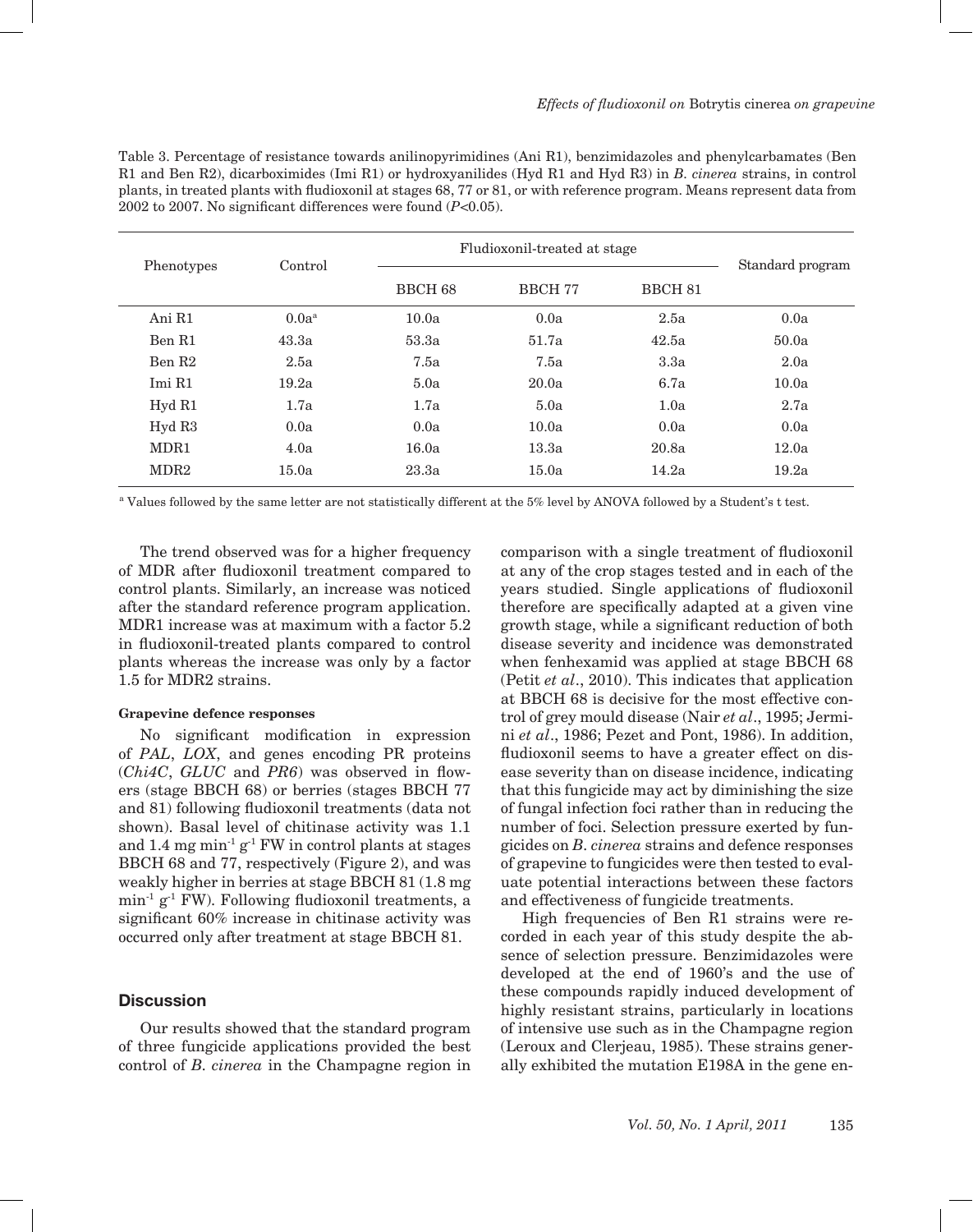Table 3. Percentage of resistance towards anilinopyrimidines (Ani R1), benzimidazoles and phenylcarbamates (Ben R1 and Ben R2), dicarboximides (Imi R1) or hydroxyanilides (Hyd R1 and Hyd R3) in *B. cinerea* strains, in control plants, in treated plants with fludioxonil at stages 68, 77 or 81, or with reference program. Means represent data from 2002 to 2007. No significant differences were found ($P$<0.05).

| Phenotypes | Control | Fludioxonil-treated at stage | | | Standard program |
|---|---|---|---|---|---|
| | | BBCH 68 | BBCH 77 | BBCH 81 | |
| Ani R1 | 0.0a[a] | 10.0a | 0.0a | 2.5a | 0.0a |
| Ben R1 | 43.3a | 53.3a | 51.7a | 42.5a | 50.0a |
| Ben R2 | 2.5a | 7.5a | 7.5a | 3.3a | 2.0a |
| Imi R1 | 19.2a | 5.0a | 20.0a | 6.7a | 10.0a |
| Hyd R1 | 1.7a | 1.7a | 5.0a | 1.0a | 2.7a |
| Hyd R3 | 0.0a | 0.0a | 10.0a | 0.0a | 0.0a |
| MDR1 | 4.0a | 16.0a | 13.3a | 20.8a | 12.0a |
| MDR2 | 15.0a | 23.3a | 15.0a | 14.2a | 19.2a |

[a] Values followed by the same letter are not statistically different at the 5% level by ANOVA followed by a Student's t test.

The trend observed was for a higher frequency of MDR after fludioxonil treatment compared to control plants. Similarly, an increase was noticed after the standard reference program application. MDR1 increase was at maximum with a factor 5.2 in fludioxonil-treated plants compared to control plants whereas the increase was only by a factor 1.5 for MDR2 strains.

#### Grapevine defence responses

No significant modification in expression of *PAL*, *LOX*, and genes encoding PR proteins (*Chi4C*, *GLUC* and *PR6*) was observed in flowers (stage BBCH 68) or berries (stages BBCH 77 and 81) following fludioxonil treatments (data not shown). Basal level of chitinase activity was 1.1 and 1.4 mg $min^{-1}$ $g^{-1}$ FW in control plants at stages BBCH 68 and 77, respectively (Figure 2), and was weakly higher in berries at stage BBCH 81 (1.8 mg $min^{-1}$ $g^{-1}$ FW). Following fludioxonil treatments, a significant 60% increase in chitinase activity was occurred only after treatment at stage BBCH 81.

## Discussion

Our results showed that the standard program of three fungicide applications provided the best control of *B. cinerea* in the Champagne region in comparison with a single treatment of fludioxonil at any of the crop stages tested and in each of the years studied. Single applications of fludioxonil therefore are specifically adapted at a given vine growth stage, while a significant reduction of both disease severity and incidence was demonstrated when fenhexamid was applied at stage BBCH 68 (Petit *et al*., 2010). This indicates that application at BBCH 68 is decisive for the most effective control of grey mould disease (Nair *et al*., 1995; Jermini *et al*., 1986; Pezet and Pont, 1986). In addition, fludioxonil seems to have a greater effect on disease severity than on disease incidence, indicating that this fungicide may act by diminishing the size of fungal infection foci rather than in reducing the number of foci. Selection pressure exerted by fungicides on *B. cinerea* strains and defence responses of grapevine to fungicides were then tested to evaluate potential interactions between these factors and effectiveness of fungicide treatments.

High frequencies of Ben R1 strains were recorded in each year of this study despite the absence of selection pressure. Benzimidazoles were developed at the end of 1960's and the use of these compounds rapidly induced development of highly resistant strains, particularly in locations of intensive use such as in the Champagne region (Leroux and Clerjeau, 1985). These strains generally exhibited the mutation E198A in the gene en-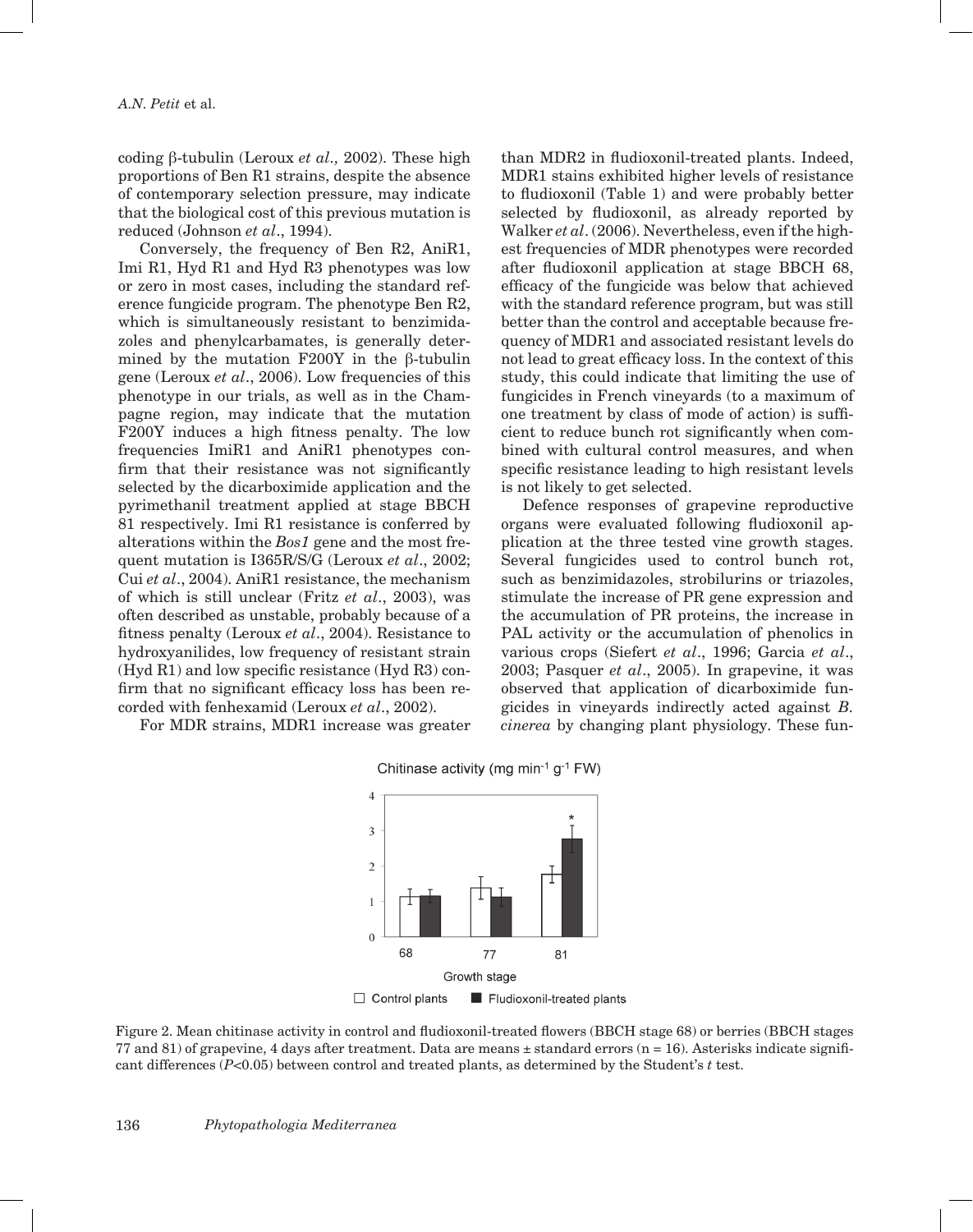coding β-tubulin (Leroux *et al.,* 2002). These high proportions of Ben R1 strains, despite the absence of contemporary selection pressure, may indicate that the biological cost of this previous mutation is reduced (Johnson *et al*., 1994).

Conversely, the frequency of Ben R2, AniR1, Imi R1, Hyd R1 and Hyd R3 phenotypes was low or zero in most cases, including the standard reference fungicide program. The phenotype Ben R2, which is simultaneously resistant to benzimidazoles and phenylcarbamates, is generally determined by the mutation F200Y in the β-tubulin gene (Leroux *et al*., 2006). Low frequencies of this phenotype in our trials, as well as in the Champagne region, may indicate that the mutation F200Y induces a high fitness penalty. The low frequencies ImiR1 and AniR1 phenotypes confirm that their resistance was not significantly selected by the dicarboximide application and the pyrimethanil treatment applied at stage BBCH 81 respectively. Imi R1 resistance is conferred by alterations within the *Bos1* gene and the most frequent mutation is I365R/S/G (Leroux *et al*., 2002; Cui *et al*., 2004). AniR1 resistance, the mechanism of which is still unclear (Fritz *et al*., 2003), was often described as unstable, probably because of a fitness penalty (Leroux *et al*., 2004). Resistance to hydroxyanilides, low frequency of resistant strain (Hyd R1) and low specific resistance (Hyd R3) confirm that no significant efficacy loss has been recorded with fenhexamid (Leroux *et al*., 2002).

For MDR strains, MDR1 increase was greater than MDR2 in fludioxonil-treated plants. Indeed, MDR1 stains exhibited higher levels of resistance to fludioxonil (Table 1) and were probably better selected by fludioxonil, as already reported by Walker *et al*. (2006). Nevertheless, even if the highest frequencies of MDR phenotypes were recorded after fludioxonil application at stage BBCH 68, efficacy of the fungicide was below that achieved with the standard reference program, but was still better than the control and acceptable because frequency of MDR1 and associated resistant levels do not lead to great efficacy loss. In the context of this study, this could indicate that limiting the use of fungicides in French vineyards (to a maximum of one treatment by class of mode of action) is sufficient to reduce bunch rot significantly when combined with cultural control measures, and when specific resistance leading to high resistant levels is not likely to get selected.

Defence responses of grapevine reproductive organs were evaluated following fludioxonil application at the three tested vine growth stages. Several fungicides used to control bunch rot, such as benzimidazoles, strobilurins or triazoles, stimulate the increase of PR gene expression and the accumulation of PR proteins, the increase in PAL activity or the accumulation of phenolics in various crops (Siefert *et al*., 1996; Garcia *et al*., 2003; Pasquer *et al*., 2005). In grapevine, it was observed that application of dicarboximide fungicides in vineyards indirectly acted against *B. cinerea* by changing plant physiology. These fun-

Figure 2. Mean chitinase activity in control and fludioxonil-treated flowers (BBCH stage 68) or berries (BBCH stages 77 and 81) of grapevine, 4 days after treatment. Data are means ± standard errors (n = 16). Asterisks indicate significant differences ($P$<0.05) between control and treated plants, as determined by the Student's $t$ test.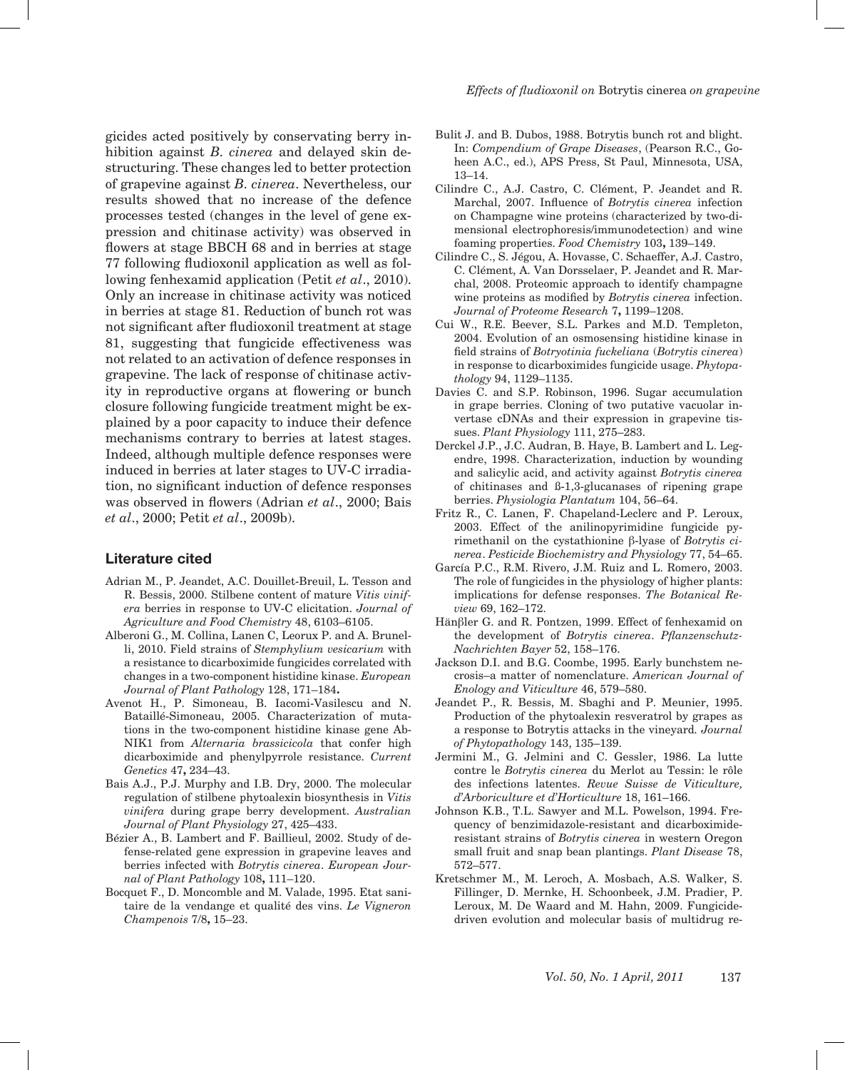gicides acted positively by conserving berry inhibition against *B. cinerea* and delayed skin destructuring. These changes led to better protection of grapevine against *B. cinerea*. Nevertheless, our results showed that no increase of the defence processes tested (changes in the level of gene expression and chitinase activity) was observed in flowers at stage BBCH 68 and in berries at stage 77 following fludioxonil application as well as following fenhexamid application (Petit *et al*., 2010). Only an increase in chitinase activity was noticed in berries at stage 81. Reduction of bunch rot was not significant after fludioxonil treatment at stage 81, suggesting that fungicide effectiveness was not related to an activation of defence responses in grapevine. The lack of response of chitinase activity in reproductive organs at flowering or bunch closure following fungicide treatment might be explained by a poor capacity to induce their defence mechanisms contrary to berries at latest stages. Indeed, although multiple defence responses were induced in berries at later stages to UV-C irradiation, no significant induction of defence responses was observed in flowers (Adrian *et al*., 2000; Bais *et al*., 2000; Petit *et al*., 2009b).

## Literature cited

Adrian M., P. Jeandet, A.C. Douillet-Breuil, L. Tesson and R. Bessis, 2000. Stilbene content of mature *Vitis vinifera* berries in response to UV-C elicitation. *Journal of Agriculture and Food Chemistry* 48, 6103–6105.

Alberoni G., M. Collina, Lanen C, Leorux P. and A. Brunelli, 2010. Field strains of *Stemphylium vesicarium* with a resistance to dicarboximide fungicides correlated with changes in a two-component histidine kinase. *European Journal of Plant Pathology* 128, 171–184**.**

Avenot H., P. Simoneau, B. Iacomi-Vasilescu and N. Bataillé-Simoneau, 2005. Characterization of mutations in the two-component histidine kinase gene AbNIK1 from *Alternaria brassicicola* that confer high dicarboximide and phenylpyrrole resistance. *Current Genetics* 47**,** 234–43.

Bais A.J., P.J. Murphy and I.B. Dry, 2000. The molecular regulation of stilbene phytoalexin biosynthesis in *Vitis vinifera* during grape berry development. *Australian Journal of Plant Physiology* 27, 425–433.

Bézier A., B. Lambert and F. Baillieul, 2002. Study of defense-related gene expression in grapevine leaves and berries infected with *Botrytis cinerea*. *European Journal of Plant Pathology* 108**,** 111–120.

Bocquet F., D. Moncomble and M. Valade, 1995. Etat sanitaire de la vendange et qualité des vins. *Le Vigneron Champenois* 7/8**,** 15–23.

Bulit J. and B. Dubos, 1988. Botrytis bunch rot and blight. In: *Compendium of Grape Diseases*, (Pearson R.C., Goheen A.C., ed.), APS Press, St Paul, Minnesota, USA, 13–14.

Cilindre C., A.J. Castro, C. Clément, P. Jeandet and R. Marchal, 2007. Influence of *Botrytis cinerea* infection on Champagne wine proteins (characterized by two-dimensional electrophoresis/immunodetection) and wine foaming properties. *Food Chemistry* 103**,** 139–149.

Cilindre C., S. Jégou, A. Hovasse, C. Schaeffer, A.J. Castro, C. Clément, A. Van Dorsselaer, P. Jeandet and R. Marchal, 2008. Proteomic approach to identify champagne wine proteins as modified by *Botrytis cinerea* infection. *Journal of Proteome Research* 7**,** 1199–1208.

Cui W., R.E. Beever, S.L. Parkes and M.D. Templeton, 2004. Evolution of an osmosensing histidine kinase in field strains of *Botryotinia fuckeliana* (*Botrytis cinerea*) in response to dicarboximides fungicide usage. *Phytopathology* 94, 1129–1135.

Davies C. and S.P. Robinson, 1996. Sugar accumulation in grape berries. Cloning of two putative vacuolar invertase cDNAs and their expression in grapevine tissues. *Plant Physiology* 111, 275–283.

Derckel J.P., J.C. Audran, B. Haye, B. Lambert and L. Legendre, 1998. Characterization, induction by wounding and salicylic acid, and activity against *Botrytis cinerea* of chitinases and ß-1,3-glucanases of ripening grape berries. *Physiologia Plantatum* 104, 56–64.

Fritz R., C. Lanen, F. Chapeland-Leclerc and P. Leroux, 2003. Effect of the anilinopyrimidine fungicide pyrimethanil on the cystathionine β-lyase of *Botrytis cinerea*. *Pesticide Biochemistry and Physiology* 77, 54–65.

García P.C., R.M. Rivero, J.M. Ruiz and L. Romero, 2003. The role of fungicides in the physiology of higher plants: implications for defense responses. *The Botanical Review* 69, 162–172.

Hänβler G. and R. Pontzen, 1999. Effect of fenhexamid on the development of *Botrytis cinerea*. *Pflanzenschutz-Nachrichten Bayer* 52, 158–176.

Jackson D.I. and B.G. Coombe, 1995. Early bunchstem necrosis–a matter of nomenclature. *American Journal of Enology and Viticulture* 46, 579–580.

Jeandet P., R. Bessis, M. Sbaghi and P. Meunier, 1995. Production of the phytoalexin resveratrol by grapes as a response to Botrytis attacks in the vineyard. *Journal of Phytopathology* 143, 135–139.

Jermini M., G. Jelmini and C. Gessler, 1986. La lutte contre le *Botrytis cinerea* du Merlot au Tessin: le rôle des infections latentes. *Revue Suisse de Viticulture, d'Arboriculture et d'Horticulture* 18, 161–166.

Johnson K.B., T.L. Sawyer and M.L. Powelson, 1994. Frequency of benzimidazole-resistant and dicarboximide-resistant strains of *Botrytis cinerea* in western Oregon small fruit and snap bean plantings. *Plant Disease* 78, 572–577.

Kretschmer M., M. Leroch, A. Mosbach, A.S. Walker, S. Fillinger, D. Mernke, H. Schoonbeek, J.M. Pradier, P. Leroux, M. De Waard and M. Hahn, 2009. Fungicide-driven evolution and molecular basis of multidrug re-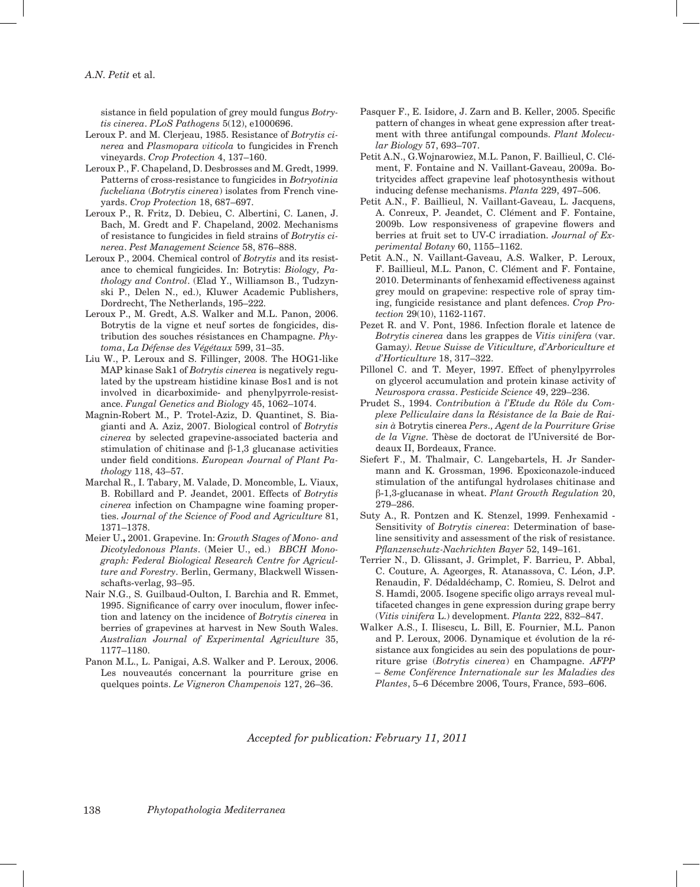sistance in field population of grey mould fungus *Botrytis cinerea*. *PLoS Pathogens* 5(12), e1000696.

Leroux P. and M. Clerjeau, 1985. Resistance of *Botrytis cinerea* and *Plasmopara viticola* to fungicides in French vineyards. *Crop Protection* 4, 137–160.

Leroux P., F. Chapeland, D. Desbrosses and M. Gredt, 1999. Patterns of cross-resistance to fungicides in *Botryotinia fuckeliana* (*Botrytis cinerea*) isolates from French vineyards. *Crop Protection* 18, 687–697.

Leroux P., R. Fritz, D. Debieu, C. Albertini, C. Lanen, J. Bach, M. Gredt and F. Chapeland, 2002. Mechanisms of resistance to fungicides in field strains of *Botrytis cinerea*. *Pest Management Science* 58, 876–888.

Leroux P., 2004. Chemical control of *Botrytis* and its resistance to chemical fungicides. In: Botrytis: *Biology, Pathology and Control*. (Elad Y., Williamson B., Tudzynski P., Delen N., ed.), Kluwer Academic Publishers, Dordrecht, The Netherlands, 195–222.

Leroux P., M. Gredt, A.S. Walker and M.L. Panon, 2006. Botrytis de la vigne et neuf sortes de fongicides, distribution des souches résistances en Champagne. *Phytoma*, *La Défense des Végétaux* 599, 31–35.

Liu W., P. Leroux and S. Fillinger, 2008. The HOG1-like MAP kinase Sak1 of *Botrytis cinerea* is negatively regulated by the upstream histidine kinase Bos1 and is not involved in dicarboximide- and phenylpyrrole-resistance. *Fungal Genetics and Biology* 45, 1062–1074.

Magnin-Robert M., P. Trotel-Aziz, D. Quantinet, S. Biagianti and A. Aziz, 2007. Biological control of *Botrytis cinerea* by selected grapevine-associated bacteria and stimulation of chitinase and β-1,3 glucanase activities under field conditions. *European Journal of Plant Pathology* 118, 43–57.

Marchal R., I. Tabary, M. Valade, D. Moncomble, L. Viaux, B. Robillard and P. Jeandet, 2001. Effects of *Botrytis cinerea* infection on Champagne wine foaming properties. *Journal of the Science of Food and Agriculture* 81, 1371–1378.

Meier U., 2001. Grapevine. In: *Growth Stages of Mono- and Dicotyledonous Plants*. (Meier U., ed.) *BBCH Monograph: Federal Biological Research Centre for Agriculture and Forestry*. Berlin, Germany, Blackwell Wissenschafts-verlag, 93–95.

Nair N.G., S. Guilbaud-Oulton, I. Barchia and R. Emmet, 1995. Significance of carry over inoculum, flower infection and latency on the incidence of *Botrytis cinerea* in berries of grapevines at harvest in New South Wales. *Australian Journal of Experimental Agriculture* 35, 1177–1180.

Panon M.L., L. Panigai, A.S. Walker and P. Leroux, 2006. Les nouveautés concernant la pourriture grise en quelques points. *Le Vigneron Champenois* 127, 26–36.

Pasquer F., E. Isidore, J. Zarn and B. Keller, 2005. Specific pattern of changes in wheat gene expression after treatment with three antifungal compounds. *Plant Molecular Biology* 57, 693–707.

Petit A.N., G.Wojnarowiez, M.L. Panon, F. Baillieul, C. Clément, F. Fontaine and N. Vaillant-Gaveau, 2009a. Botritycides affect grapevine leaf photosynthesis without inducing defense mechanisms. *Planta* 229, 497–506.

Petit A.N., F. Baillieul, N. Vaillant-Gaveau, L. Jacquens, A. Conreux, P. Jeandet, C. Clément and F. Fontaine, 2009b. Low responsiveness of grapevine flowers and berries at fruit set to UV-C irradiation. *Journal of Experimental Botany* 60, 1155–1162.

Petit A.N., N. Vaillant-Gaveau, A.S. Walker, P. Leroux, F. Baillieul, M.L. Panon, C. Clément and F. Fontaine, 2010. Determinants of fenhexamid effectiveness against grey mould on grapevine: respective role of spray timing, fungicide resistance and plant defences. *Crop Protection* 29(10), 1162-1167.

Pezet R. and V. Pont, 1986. Infection florale et latence de *Botrytis cinerea* dans les grappes de *Vitis vinifera* (var. Gamay*). Revue Suisse de Viticulture, d'Arboriculture et d'Horticulture* 18, 317–322.

Pillonel C. and T. Meyer, 1997. Effect of phenylpyrroles on glycerol accumulation and protein kinase activity of *Neurospora crassa*. *Pesticide Science* 49, 229–236.

Prudet S., 1994. *Contribution à l'Etude du Rôle du Complexe Pelliculaire dans la Résistance de la Baie de Raisin à* Botrytis cinerea *Pers., Agent de la Pourriture Grise de la Vigne*. Thèse de doctorat de l'Université de Bordeaux II, Bordeaux, France.

Siefert F., M. Thalmair, C. Langebartels, H. Jr Sandermann and K. Grossman, 1996. Epoxiconazole-induced stimulation of the antifungal hydrolases chitinase and β-1,3-glucanase in wheat. *Plant Growth Regulation* 20, 279–286.

Suty A., R. Pontzen and K. Stenzel, 1999. Fenhexamid - Sensitivity of *Botrytis cinerea*: Determination of baseline sensitivity and assessment of the risk of resistance. *Pflanzenschutz-Nachrichten Bayer* 52, 149–161.

Terrier N., D. Glissant, J. Grimplet, F. Barrieu, P. Abbal, C. Couture, A. Ageorges, R. Atanassova, C. Léon, J.P. Renaudin, F. Dédaldéchamp, C. Romieu, S. Delrot and S. Hamdi, 2005. Isogene specific oligo arrays reveal multifaceted changes in gene expression during grape berry (*Vitis vinifera* L.) development. *Planta* 222, 832–847.

Walker A.S., I. Ilisescu, L. Bill, E. Fournier, M.L. Panon and P. Leroux, 2006. Dynamique et évolution de la résistance aux fongicides au sein des populations de pourriture grise (*Botrytis cinerea*) en Champagne. *AFPP – 8eme Conférence Internationale sur les Maladies des Plantes*, 5–6 Décembre 2006, Tours, France, 593–606.

*Accepted for publication: February 11, 2011*